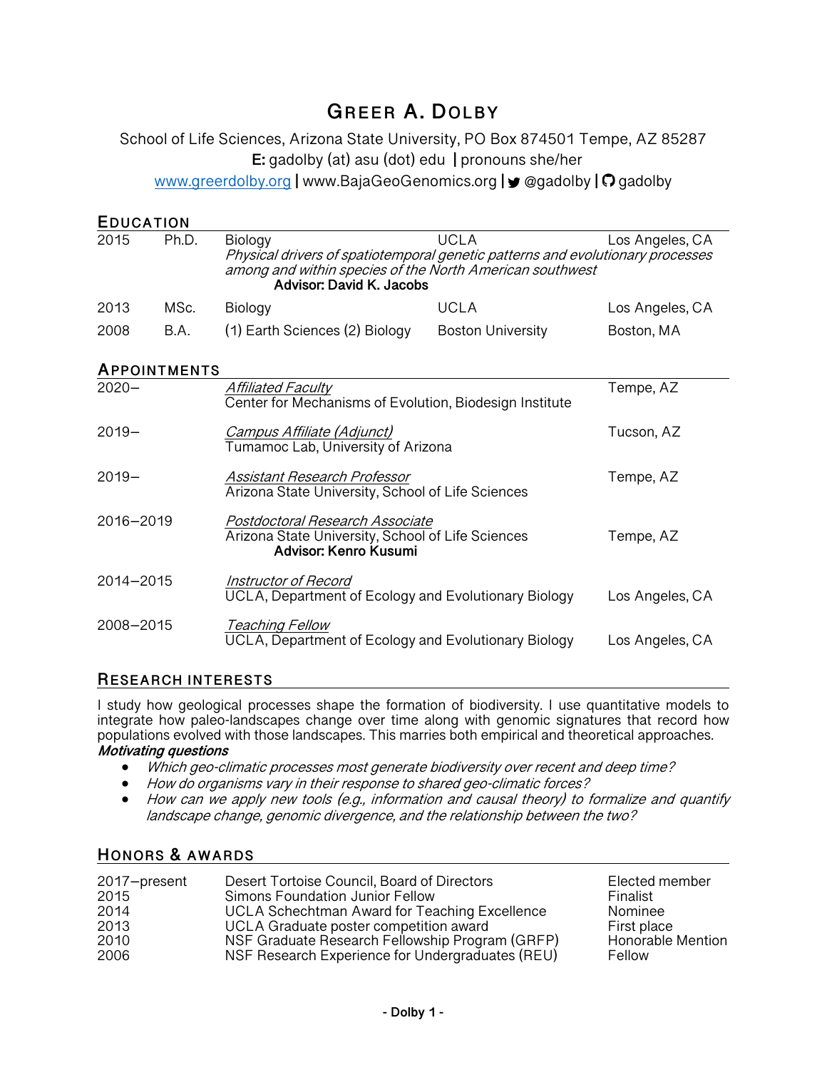# Greer A. Dolby

School of Life Sciences, Arizona State University, PO Box 874501 Tempe, AZ 85287

**E:** gadolby (at) asu (dot) edu | pronouns she/her

www.greerdolby.org | www.BajaGeoGenomics.org | @gadolby | gadolby

## Education

| | | | | |
|---|---|---|---|---|
| 2015 | Ph.D. | Biology<br>*Physical drivers of spatiotemporal genetic patterns and evolutionary processes among and within species of the North American southwest*<br>**Advisor: David K. Jacobs** | UCLA | Los Angeles, CA |
| 2013 | MSc. | Biology | UCLA | Los Angeles, CA |
| 2008 | B.A. | (1) Earth Sciences (2) Biology | Boston University | Boston, MA |

## Appointments

| | | |
|---|---|---|
| 2020– | *Affiliated Faculty*<br>Center for Mechanisms of Evolution, Biodesign Institute | Tempe, AZ |
| 2019– | *Campus Affiliate (Adjunct)*<br>Tumamoc Lab, University of Arizona | Tucson, AZ |
| 2019– | *Assistant Research Professor*<br>Arizona State University, School of Life Sciences | Tempe, AZ |
| 2016–2019 | *Postdoctoral Research Associate*<br>Arizona State University, School of Life Sciences<br>**Advisor: Kenro Kusumi** | Tempe, AZ |
| 2014–2015 | *Instructor of Record*<br>UCLA, Department of Ecology and Evolutionary Biology | Los Angeles, CA |
| 2008–2015 | *Teaching Fellow*<br>UCLA, Department of Ecology and Evolutionary Biology | Los Angeles, CA |

## Research Interests

I study how geological processes shape the formation of biodiversity. I use quantitative models to integrate how paleo-landscapes change over time along with genomic signatures that record how populations evolved with those landscapes. This marries both empirical and theoretical approaches.

***Motivating questions***

- *Which geo-climatic processes most generate biodiversity over recent and deep time?*
- *How do organisms vary in their response to shared geo-climatic forces?*
- *How can we apply new tools (e.g., information and causal theory) to formalize and quantify landscape change, genomic divergence, and the relationship between the two?*

## Honors & Awards

| | | |
|---|---|---|
| 2017–present | Desert Tortoise Council, Board of Directors | Elected member |
| 2015 | Simons Foundation Junior Fellow | Finalist |
| 2014 | UCLA Schechtman Award for Teaching Excellence | Nominee |
| 2013 | UCLA Graduate poster competition award | First place |
| 2010 | NSF Graduate Research Fellowship Program (GRFP) | Honorable Mention |
| 2006 | NSF Research Experience for Undergraduates (REU) | Fellow |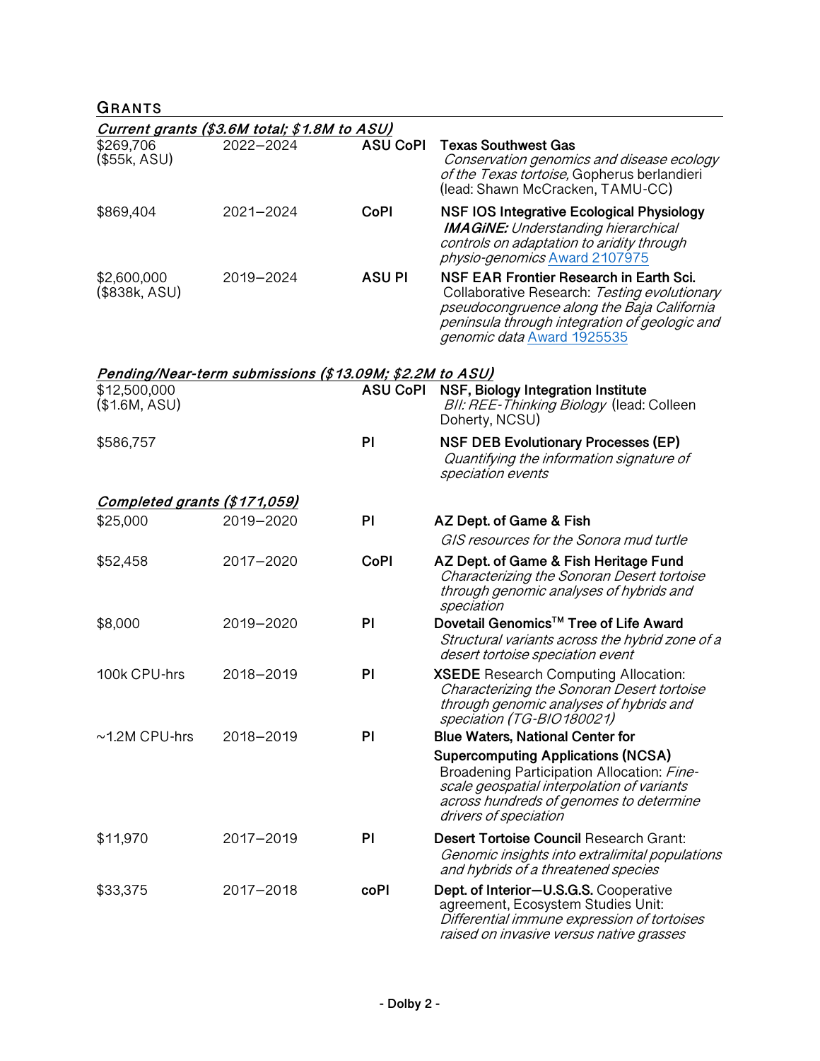## GRANTS

***Current grants ($3.6M total; $1.8M to ASU)***

| Amount | Years | Role | Grant |
|---|---|---|---|
| $269,706 ($55k, ASU) | 2022–2024 | **ASU CoPI** | **Texas Southwest Gas** *Conservation genomics and disease ecology of the Texas tortoise,* Gopherus berlandieri (lead: Shawn McCracken, TAMU-CC) |
| $869,404 | 2021–2024 | **CoPI** | **NSF IOS Integrative Ecological Physiology** ***IMAGiNE:*** *Understanding hierarchical controls on adaptation to aridity through physio-genomics* Award 2107975 |
| $2,600,000 ($838k, ASU) | 2019–2024 | **ASU PI** | **NSF EAR Frontier Research in Earth Sci.** Collaborative Research: *Testing evolutionary pseudocongruence along the Baja California peninsula through integration of geologic and genomic data* Award 1925535 |

***Pending/Near-term submissions ($13.09M; $2.2M to ASU)***

| Amount | Years | Role | Grant |
|---|---|---|---|
| $12,500,000 ($1.6M, ASU) | | **ASU CoPI** | **NSF, Biology Integration Institute** *BII: REE-Thinking Biology* (lead: Colleen Doherty, NCSU) |
| $586,757 | | **PI** | **NSF DEB Evolutionary Processes (EP)** *Quantifying the information signature of speciation events* |

***Completed grants ($171,059)***

| Amount | Years | Role | Grant |
|---|---|---|---|
| $25,000 | 2019–2020 | **PI** | **AZ Dept. of Game & Fish** *GIS resources for the Sonora mud turtle* |
| $52,458 | 2017–2020 | **CoPI** | **AZ Dept. of Game & Fish Heritage Fund** *Characterizing the Sonoran Desert tortoise through genomic analyses of hybrids and speciation* |
| $8,000 | 2019–2020 | **PI** | **Dovetail Genomics™ Tree of Life Award** *Structural variants across the hybrid zone of a desert tortoise speciation event* |
| 100k CPU-hrs | 2018–2019 | **PI** | **XSEDE** Research Computing Allocation: *Characterizing the Sonoran Desert tortoise through genomic analyses of hybrids and speciation (TG-BIO180021)* |
| ~1.2M CPU-hrs | 2018–2019 | **PI** | **Blue Waters, National Center for Supercomputing Applications (NCSA)** Broadening Participation Allocation: *Fine-scale geospatial interpolation of variants across hundreds of genomes to determine drivers of speciation* |
| $11,970 | 2017–2019 | **PI** | **Desert Tortoise Council** Research Grant: *Genomic insights into extralimital populations and hybrids of a threatened species* |
| $33,375 | 2017–2018 | **coPI** | **Dept. of Interior—U.S.G.S.** Cooperative agreement, Ecosystem Studies Unit: *Differential immune expression of tortoises raised on invasive versus native grasses* |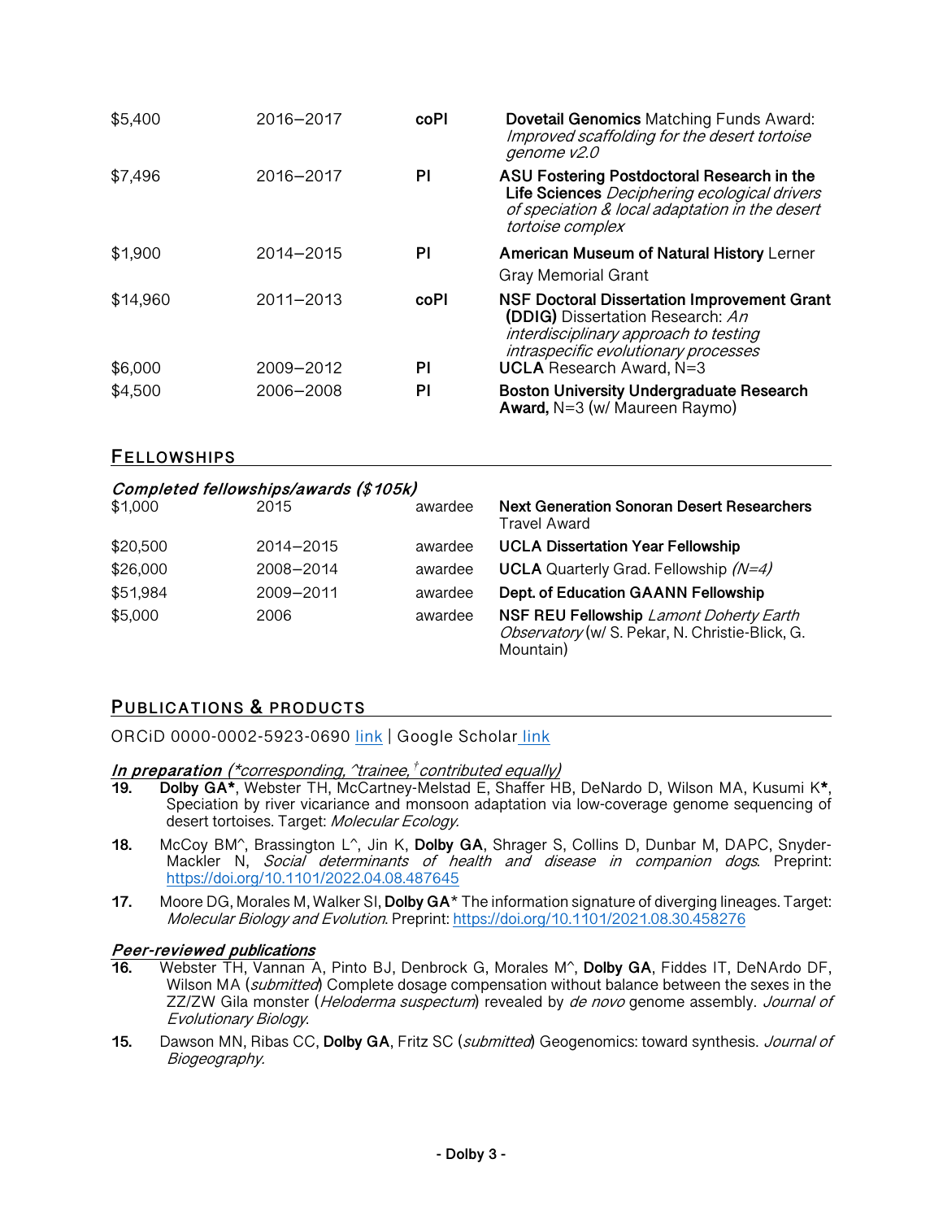| | | | |
|---|---|---|---|
| $5,400 | 2016–2017 | **coPI** | **Dovetail Genomics** Matching Funds Award: *Improved scaffolding for the desert tortoise genome v2.0* |
| $7,496 | 2016–2017 | **PI** | **ASU Fostering Postdoctoral Research in the Life Sciences** *Deciphering ecological drivers of speciation & local adaptation in the desert tortoise complex* |
| $1,900 | 2014–2015 | **PI** | **American Museum of Natural History** Lerner Gray Memorial Grant |
| $14,960 | 2011–2013 | **coPI** | **NSF Doctoral Dissertation Improvement Grant (DDIG)** Dissertation Research: *An interdisciplinary approach to testing intraspecific evolutionary processes* |
| $6,000 | 2009–2012 | **PI** | **UCLA** Research Award, N=3 |
| $4,500 | 2006–2008 | **PI** | **Boston University Undergraduate Research Award,** N=3 (w/ Maureen Raymo) |

## FELLOWSHIPS

***Completed fellowships/awards ($105k)***

| | | | |
|---|---|---|---|
| $1,000 | 2015 | awardee | **Next Generation Sonoran Desert Researchers** Travel Award |
| $20,500 | 2014–2015 | awardee | **UCLA Dissertation Year Fellowship** |
| $26,000 | 2008–2014 | awardee | **UCLA** Quarterly Grad. Fellowship *(N=4)* |
| $51,984 | 2009–2011 | awardee | **Dept. of Education GAANN Fellowship** |
| $5,000 | 2006 | awardee | **NSF REU Fellowship** *Lamont Doherty Earth Observatory* (w/ S. Pekar, N. Christie-Blick, G. Mountain) |

## PUBLICATIONS & PRODUCTS

ORCiD 0000-0002-5923-0690 link | Google Scholar link

***In preparation** (*corresponding, ^trainee, †contributed equally)*

**19.** **Dolby GA***, Webster TH, McCartney-Melstad E, Shaffer HB, DeNardo D, Wilson MA, Kusumi K**\***, Speciation by river vicariance and monsoon adaptation via low-coverage genome sequencing of desert tortoises. Target: *Molecular Ecology.*

**18.** McCoy BM^, Brassington L^, Jin K, **Dolby GA**, Shrager S, Collins D, Dunbar M, DAPC, Snyder-Mackler N, *Social determinants of health and disease in companion dogs*. Preprint: https://doi.org/10.1101/2022.04.08.487645

**17.** Moore DG, Morales M, Walker SI, **Dolby GA*** The information signature of diverging lineages. Target: *Molecular Biology and Evolution.* Preprint: https://doi.org/10.1101/2021.08.30.458276

***Peer-reviewed publications***

**16.** Webster TH, Vannan A, Pinto BJ, Denbrock G, Morales M^, **Dolby GA**, Fiddes IT, DeNArdo DF, Wilson MA (*submitted*) Complete dosage compensation without balance between the sexes in the ZZ/ZW Gila monster (*Heloderma suspectum*) revealed by *de novo* genome assembly. *Journal of Evolutionary Biology.*

**15.** Dawson MN, Ribas CC, **Dolby GA**, Fritz SC (*submitted*) Geogenomics: toward synthesis. *Journal of Biogeography.*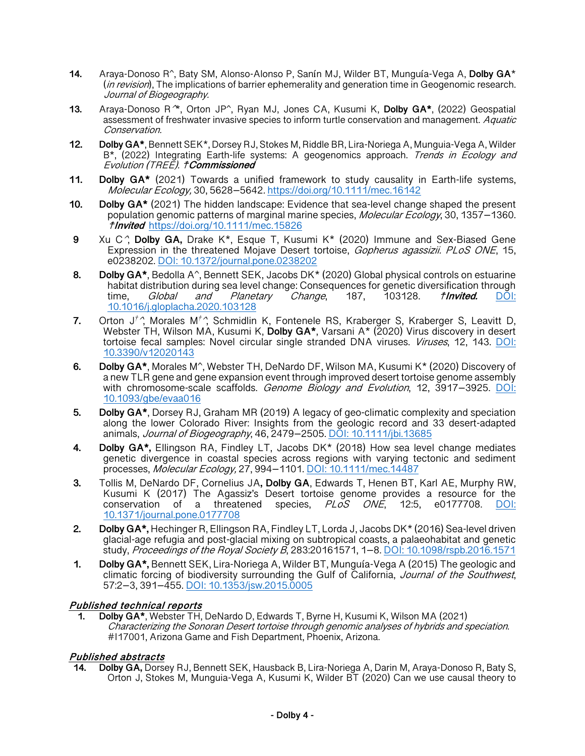**14.** Araya-Donoso R^, Baty SM, Alonso-Alonso P, Sanín MJ, Wilder BT, Munguía-Vega A, **Dolby GA*** (*in revision*), The implications of barrier ephemerality and generation time in Geogenomic research. *Journal of Biogeography.*

**13.** Araya-Donoso R^*, Orton JP^, Ryan MJ, Jones CA, Kusumi K, **Dolby GA***, (2022) Geospatial assessment of freshwater invasive species to inform turtle conservation and management. *Aquatic Conservation.*

**12.** **Dolby GA***, Bennett SEK*, Dorsey RJ, Stokes M, Riddle BR, Lira-Noriega A, Munguia-Vega A, Wilder B*, (2022) Integrating Earth-life systems: A geogenomics approach. *Trends in Ecology and Evolution (TREE). †**Commissioned***

**11.** **Dolby GA*** (2021) Towards a unified framework to study causality in Earth-life systems, *Molecular Ecology,* 30, 5628–5642. https://doi.org/10.1111/mec.16142

**10.** **Dolby GA*** (2021) The hidden landscape: Evidence that sea-level change shaped the present population genomic patterns of marginal marine species, *Molecular Ecology*, 30, 1357–1360. ***†Invited*** https://doi.org/10.1111/mec.15826

**9** Xu C^, **Dolby GA,** Drake K*, Esque T, Kusumi K* (2020) Immune and Sex-Biased Gene Expression in the threatened Mojave Desert tortoise, *Gopherus agassizii*. *PLoS ONE*, 15, e0238202. DOI: 10.1372/journal.pone.0238202

**8.** **Dolby GA***, Bedolla A^, Bennett SEK, Jacobs DK* (2020) Global physical controls on estuarine habitat distribution during sea level change: Consequences for genetic diversification through time, *Global and Planetary Change*, 187, 103128. ***†Invited.*** DOI: 10.1016/j.gloplacha.2020.103128

**7.** Orton J[†]^, Morales M[†]^, Schmidlin K, Fontenele RS, Kraberger S, Kraberger S, Leavitt D, Webster TH, Wilson MA, Kusumi K, **Dolby GA***, Varsani A* (2020) Virus discovery in desert tortoise fecal samples: Novel circular single stranded DNA viruses. *Viruses*, 12, 143. DOI: 10.3390/v12020143

**6.** **Dolby GA***, Morales M^, Webster TH, DeNardo DF, Wilson MA, Kusumi K* (2020) Discovery of a new TLR gene and gene expansion event through improved desert tortoise genome assembly with chromosome-scale scaffolds. *Genome Biology and Evolution*, 12, 3917–3925. DOI: 10.1093/gbe/evaa016

**5.** **Dolby GA***, Dorsey RJ, Graham MR (2019) A legacy of geo-climatic complexity and speciation along the lower Colorado River: Insights from the geologic record and 33 desert-adapted animals, *Journal of Biogeography*, 46, 2479–2505. DOI: 10.1111/jbi.13685

**4.** **Dolby GA*,** Ellingson RA, Findley LT, Jacobs DK* (2018) How sea level change mediates genetic divergence in coastal species across regions with varying tectonic and sediment processes, *Molecular Ecology,* 27, 994–1101. DOI: 10.1111/mec.14487

**3.** Tollis M, DeNardo DF, Cornelius JA**, Dolby GA**, Edwards T, Henen BT, Karl AE, Murphy RW, Kusumi K (2017) The Agassiz's Desert tortoise genome provides a resource for the conservation of a threatened species, *PLoS ONE*, 12:5, e0177708. DOI: 10.1371/journal.pone.0177708

**2.** **Dolby GA*,** Hechinger R, Ellingson RA, Findley LT, Lorda J, Jacobs DK* (2016) Sea-level driven glacial-age refugia and post-glacial mixing on subtropical coasts, a palaeohabitat and genetic study, *Proceedings of the Royal Society B*, 283:20161571, 1–8. DOI: 10.1098/rspb.2016.1571

**1.** **Dolby GA*,** Bennett SEK, Lira-Noriega A, Wilder BT, Munguía-Vega A (2015) The geologic and climatic forcing of biodiversity surrounding the Gulf of California, *Journal of the Southwest*, 57:2–3, 391–455. DOI: 10.1353/jsw.2015.0005

***Published technical reports***

**1.** **Dolby GA***, Webster TH, DeNardo D, Edwards T, Byrne H, Kusumi K, Wilson MA (2021) *Characterizing the Sonoran Desert tortoise through genomic analyses of hybrids and speciation*. #I17001, Arizona Game and Fish Department, Phoenix, Arizona.

***Published abstracts***

**14.** **Dolby GA,** Dorsey RJ, Bennett SEK, Hausback B, Lira-Noriega A, Darin M, Araya-Donoso R, Baty S, Orton J, Stokes M, Munguia-Vega A, Kusumi K, Wilder BT (2020) Can we use causal theory to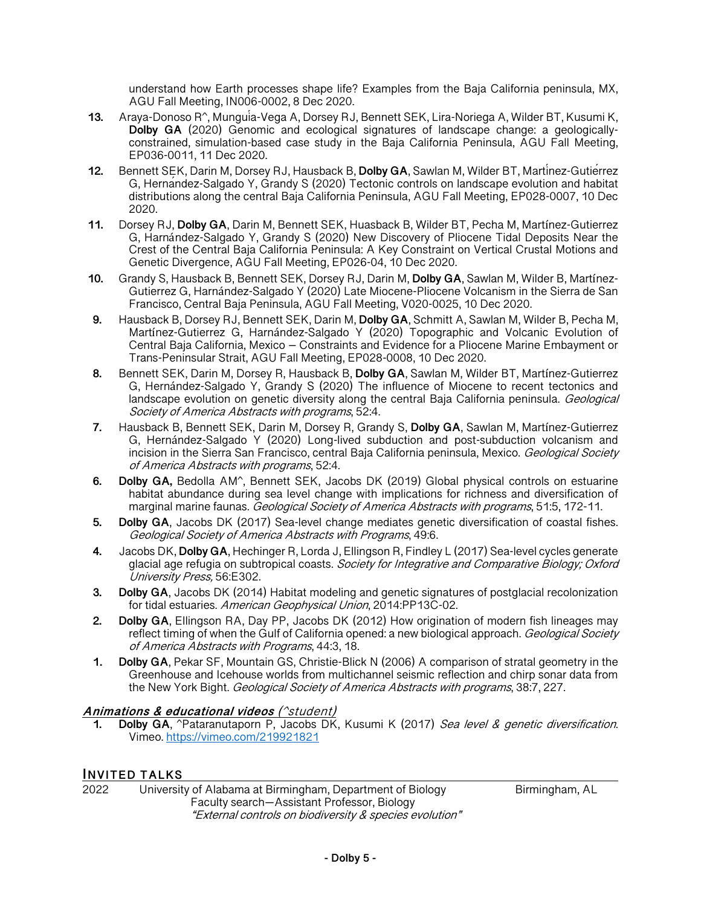understand how Earth processes shape life? Examples from the Baja California peninsula, MX, AGU Fall Meeting, IN006-0002, 8 Dec 2020.

13. Araya-Donoso R^, Munguía-Vega A, Dorsey RJ, Bennett SEK, Lira-Noriega A, Wilder BT, Kusumi K, **Dolby GA** (2020) Genomic and ecological signatures of landscape change: a geologically-constrained, simulation-based case study in the Baja California Peninsula, AGU Fall Meeting, EP036-0011, 11 Dec 2020.
12. Bennett SEK, Darin M, Dorsey RJ, Hausback B, **Dolby GA**, Sawlan M, Wilder BT, Martínez-Gutiérrez G, Hernández-Salgado Y, Grandy S (2020) Tectonic controls on landscape evolution and habitat distributions along the central Baja California Peninsula, AGU Fall Meeting, EP028-0007, 10 Dec 2020.
11. Dorsey RJ, **Dolby GA**, Darin M, Bennett SEK, Huasback B, Wilder BT, Pecha M, Martínez-Gutierrez G, Harnández-Salgado Y, Grandy S (2020) New Discovery of Pliocene Tidal Deposits Near the Crest of the Central Baja California Peninsula: A Key Constraint on Vertical Crustal Motions and Genetic Divergence, AGU Fall Meeting, EP026-04, 10 Dec 2020.
10. Grandy S, Hausback B, Bennett SEK, Dorsey RJ, Darin M, **Dolby GA**, Sawlan M, Wilder B, Martínez-Gutierrez G, Harnández-Salgado Y (2020) Late Miocene-Pliocene Volcanism in the Sierra de San Francisco, Central Baja Peninsula, AGU Fall Meeting, V020-0025, 10 Dec 2020.
9. Hausback B, Dorsey RJ, Bennett SEK, Darin M, **Dolby GA**, Schmitt A, Sawlan M, Wilder B, Pecha M, Martínez-Gutierrez G, Harnández-Salgado Y (2020) Topographic and Volcanic Evolution of Central Baja California, Mexico – Constraints and Evidence for a Pliocene Marine Embayment or Trans-Peninsular Strait, AGU Fall Meeting, EP028-0008, 10 Dec 2020.
8. Bennett SEK, Darin M, Dorsey R, Hausback B, **Dolby GA**, Sawlan M, Wilder BT, Martínez-Gutierrez G, Hernández-Salgado Y, Grandy S (2020) The influence of Miocene to recent tectonics and landscape evolution on genetic diversity along the central Baja California peninsula. *Geological Society of America Abstracts with programs*, 52:4.
7. Hausback B, Bennett SEK, Darin M, Dorsey R, Grandy S, **Dolby GA**, Sawlan M, Martínez-Gutierrez G, Hernández-Salgado Y (2020) Long-lived subduction and post-subduction volcanism and incision in the Sierra San Francisco, central Baja California peninsula, Mexico. *Geological Society of America Abstracts with programs*, 52:4.
6. **Dolby GA,** Bedolla AM^, Bennett SEK, Jacobs DK (2019) Global physical controls on estuarine habitat abundance during sea level change with implications for richness and diversification of marginal marine faunas. *Geological Society of America Abstracts with programs*, 51:5, 172-11.
5. **Dolby GA**, Jacobs DK (2017) Sea-level change mediates genetic diversification of coastal fishes. *Geological Society of America Abstracts with Programs*, 49:6.
4. Jacobs DK, **Dolby GA**, Hechinger R, Lorda J, Ellingson R, Findley L (2017) Sea-level cycles generate glacial age refugia on subtropical coasts. *Society for Integrative and Comparative Biology; Oxford University Press,* 56:E302.
3. **Dolby GA**, Jacobs DK (2014) Habitat modeling and genetic signatures of postglacial recolonization for tidal estuaries. *American Geophysical Union*, 2014:PP13C-02.
2. **Dolby GA**, Ellingson RA, Day PP, Jacobs DK (2012) How origination of modern fish lineages may reflect timing of when the Gulf of California opened: a new biological approach. *Geological Society of America Abstracts with Programs*, 44:3, 18.
1. **Dolby GA**, Pekar SF, Mountain GS, Christie-Blick N (2006) A comparison of stratal geometry in the Greenhouse and Icehouse worlds from multichannel seismic reflection and chirp sonar data from the New York Bight. *Geological Society of America Abstracts with programs*, 38:7, 227.

***Animations & educational videos*** *(^student)*

1. **Dolby GA**, ^Pataranutaporn P, Jacobs DK, Kusumi K (2017) *Sea level & genetic diversification*. Vimeo. https://vimeo.com/219921821

## INVITED TALKS

2022 University of Alabama at Birmingham, Department of Biology — Birmingham, AL
Faculty search—Assistant Professor, Biology
*"External controls on biodiversity & species evolution"*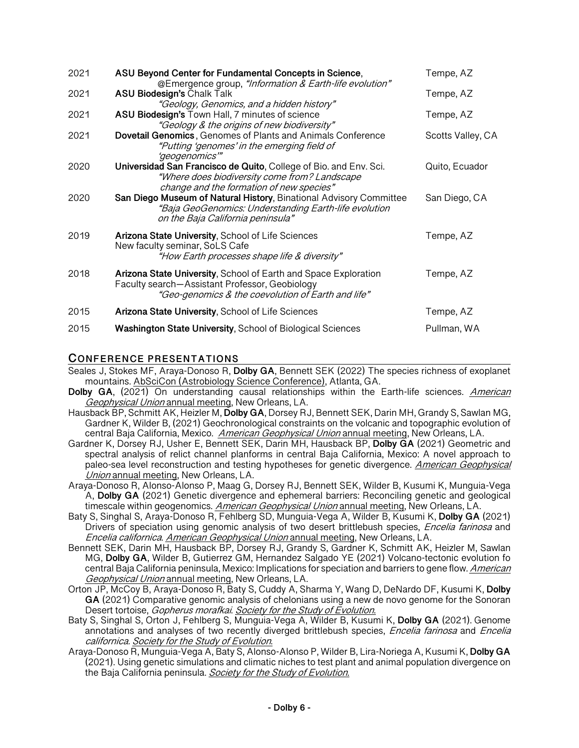| | | |
|---|---|---|
| 2021 | **ASU Beyond Center for Fundamental Concepts in Science**, @Emergence group, *"Information & Earth-life evolution"* | Tempe, AZ |
| 2021 | **ASU Biodesign's** Chalk Talk *"Geology, Genomics, and a hidden history"* | Tempe, AZ |
| 2021 | **ASU Biodesign's** Town Hall, 7 minutes of science *"Geology & the origins of new biodiversity"* | Tempe, AZ |
| 2021 | **Dovetail Genomics**, Genomes of Plants and Animals Conference *"Putting 'genomes' in the emerging field of 'geogenomics'"* | Scotts Valley, CA |
| 2020 | **Universidad San Francisco de Quito**, College of Bio. and Env. Sci. *"Where does biodiversity come from? Landscape change and the formation of new species"* | Quito, Ecuador |
| 2020 | **San Diego Museum of Natural History**, Binational Advisory Committee *"Baja GeoGenomics: Understanding Earth-life evolution on the Baja California peninsula"* | San Diego, CA |
| 2019 | **Arizona State University**, School of Life Sciences New faculty seminar, SoLS Cafe *"How Earth processes shape life & diversity"* | Tempe, AZ |
| 2018 | **Arizona State University**, School of Earth and Space Exploration Faculty search—Assistant Professor, Geobiology *"Geo-genomics & the coevolution of Earth and life"* | Tempe, AZ |
| 2015 | **Arizona State University**, School of Life Sciences | Tempe, AZ |
| 2015 | **Washington State University**, School of Biological Sciences | Pullman, WA |

## CONFERENCE PRESENTATIONS

Seales J, Stokes MF, Araya-Donoso R, **Dolby GA**, Bennett SEK (2022) The species richness of exoplanet mountains. AbSciCon (Astrobiology Science Conference), Atlanta, GA.

**Dolby GA**, (2021) On understanding causal relationships within the Earth-life sciences. *American Geophysical Union* annual meeting, New Orleans, LA.

Hausback BP, Schmitt AK, Heizler M, **Dolby GA**, Dorsey RJ, Bennett SEK, Darin MH, Grandy S, Sawlan MG, Gardner K, Wilder B, (2021) Geochronological constraints on the volcanic and topographic evolution of central Baja California, Mexico. *American Geophysical Union* annual meeting, New Orleans, LA.

Gardner K, Dorsey RJ, Usher E, Bennett SEK, Darin MH, Hausback BP, **Dolby GA** (2021) Geometric and spectral analysis of relict channel planforms in central Baja California, Mexico: A novel approach to paleo-sea level reconstruction and testing hypotheses for genetic divergence. *American Geophysical Union* annual meeting, New Orleans, LA.

Araya-Donoso R, Alonso-Alonso P, Maag G, Dorsey RJ, Bennett SEK, Wilder B, Kusumi K, Munguia-Vega A, **Dolby GA** (2021) Genetic divergence and ephemeral barriers: Reconciling genetic and geological timescale within geogenomics. *American Geophysical Union* annual meeting, New Orleans, LA.

Baty S, Singhal S, Araya-Donoso R, Fehlberg SD, Munguia-Vega A, Wilder B, Kusumi K, **Dolby GA** (2021) Drivers of speciation using genomic analysis of two desert brittlebush species, *Encelia farinosa* and *Encelia californica*. *American Geophysical Union* annual meeting, New Orleans, LA.

Bennett SEK, Darin MH, Hausback BP, Dorsey RJ, Grandy S, Gardner K, Schmitt AK, Heizler M, Sawlan MG, **Dolby GA**, Wilder B, Gutierrez GM, Hernandez Salgado YE (2021) Volcano-tectonic evolution fo central Baja California peninsula, Mexico: Implications for speciation and barriers to gene flow. *American Geophysical Union* annual meeting, New Orleans, LA.

Orton JP, McCoy B, Araya-Donoso R, Baty S, Cuddy A, Sharma Y, Wang D, DeNardo DF, Kusumi K, **Dolby GA** (2021) Comparative genomic analysis of chelonians using a new de novo genome for the Sonoran Desert tortoise, *Gopherus morafkai*. *Society for the Study of Evolution*.

Baty S, Singhal S, Orton J, Fehlberg S, Munguia-Vega A, Wilder B, Kusumi K, **Dolby GA** (2021). Genome annotations and analyses of two recently diverged brittlebush species, *Encelia farinosa* and *Encelia californica*. *Society for the Study of Evolution*.

Araya-Donoso R, Munguia-Vega A, Baty S, Alonso-Alonso P, Wilder B, Lira-Noriega A, Kusumi K, **Dolby GA** (2021). Using genetic simulations and climatic niches to test plant and animal population divergence on the Baja California peninsula. *Society for the Study of Evolution.*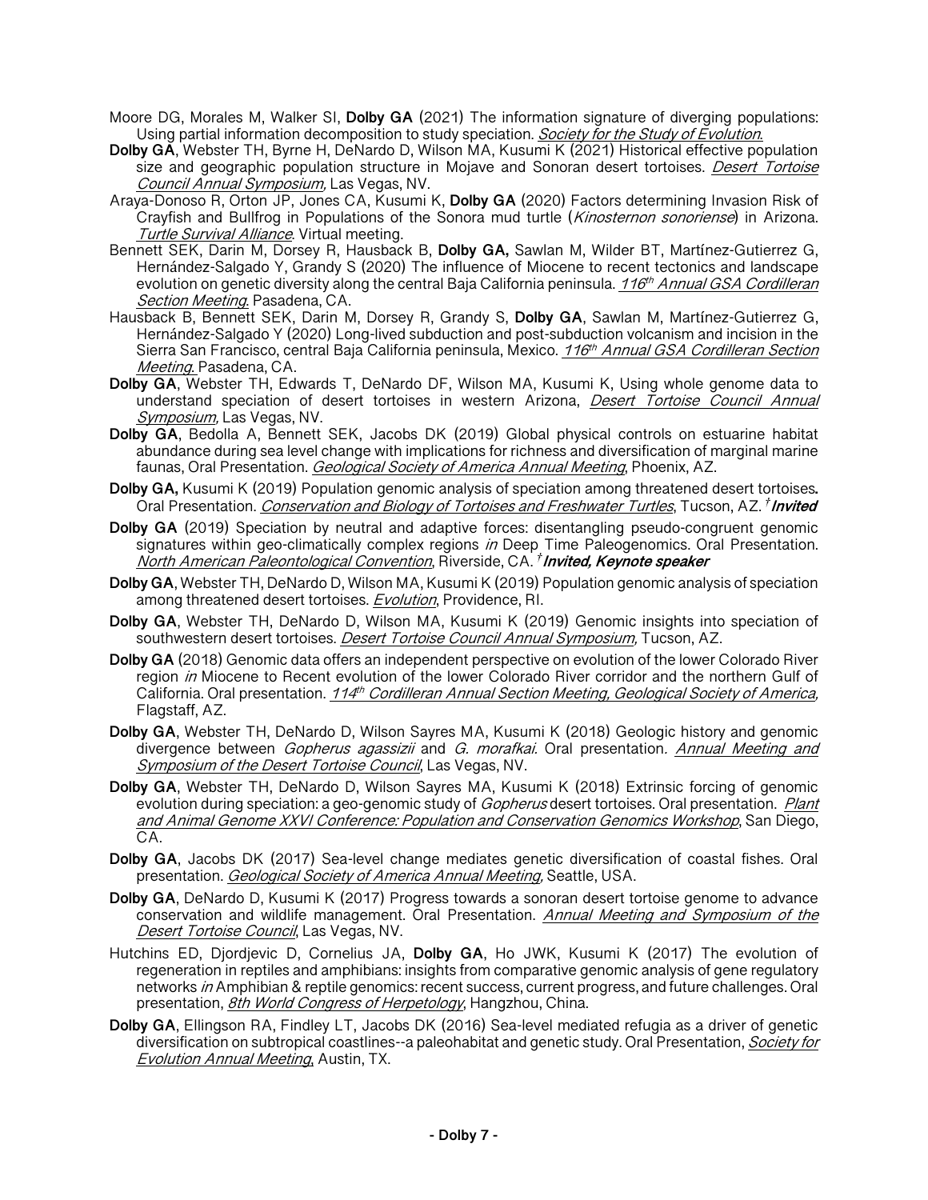Moore DG, Morales M, Walker SI, **Dolby GA** (2021) The information signature of diverging populations: Using partial information decomposition to study speciation. *Society for the Study of Evolution*.

**Dolby GA**, Webster TH, Byrne H, DeNardo D, Wilson MA, Kusumi K (2021) Historical effective population size and geographic population structure in Mojave and Sonoran desert tortoises. *Desert Tortoise Council Annual Symposium,* Las Vegas, NV.

Araya-Donoso R, Orton JP, Jones CA, Kusumi K, **Dolby GA** (2020) Factors determining Invasion Risk of Crayfish and Bullfrog in Populations of the Sonora mud turtle (*Kinosternon sonoriense*) in Arizona. *Turtle Survival Alliance*. Virtual meeting.

Bennett SEK, Darin M, Dorsey R, Hausback B, **Dolby GA,** Sawlan M, Wilder BT, Martínez-Gutierrez G, Hernández-Salgado Y, Grandy S (2020) The influence of Miocene to recent tectonics and landscape evolution on genetic diversity along the central Baja California peninsula. *116th Annual GSA Cordilleran Section Meeting*. Pasadena, CA.

Hausback B, Bennett SEK, Darin M, Dorsey R, Grandy S, **Dolby GA**, Sawlan M, Martínez-Gutierrez G, Hernández-Salgado Y (2020) Long-lived subduction and post-subduction volcanism and incision in the Sierra San Francisco, central Baja California peninsula, Mexico. *116th Annual GSA Cordilleran Section Meeting*. Pasadena, CA.

**Dolby GA**, Webster TH, Edwards T, DeNardo DF, Wilson MA, Kusumi K, Using whole genome data to understand speciation of desert tortoises in western Arizona, *Desert Tortoise Council Annual Symposium,* Las Vegas, NV.

**Dolby GA**, Bedolla A, Bennett SEK, Jacobs DK (2019) Global physical controls on estuarine habitat abundance during sea level change with implications for richness and diversification of marginal marine faunas, Oral Presentation. *Geological Society of America Annual Meeting*, Phoenix, AZ.

**Dolby GA,** Kusumi K (2019) Population genomic analysis of speciation among threatened desert tortoises**.** Oral Presentation. *Conservation and Biology of Tortoises and Freshwater Turtles*, Tucson, AZ. [†]***Invited***

**Dolby GA** (2019) Speciation by neutral and adaptive forces: disentangling pseudo-congruent genomic signatures within geo-climatically complex regions *in* Deep Time Paleogenomics. Oral Presentation. *North American Paleontological Convention*, Riverside, CA. [†]***Invited, Keynote speaker***

**Dolby GA**, Webster TH, DeNardo D, Wilson MA, Kusumi K (2019) Population genomic analysis of speciation among threatened desert tortoises. *Evolution*, Providence, RI.

**Dolby GA**, Webster TH, DeNardo D, Wilson MA, Kusumi K (2019) Genomic insights into speciation of southwestern desert tortoises. *Desert Tortoise Council Annual Symposium,* Tucson, AZ.

**Dolby GA** (2018) Genomic data offers an independent perspective on evolution of the lower Colorado River region *in* Miocene to Recent evolution of the lower Colorado River corridor and the northern Gulf of California. Oral presentation. *114th Cordilleran Annual Section Meeting, Geological Society of America,* Flagstaff, AZ.

**Dolby GA**, Webster TH, DeNardo D, Wilson Sayres MA, Kusumi K (2018) Geologic history and genomic divergence between *Gopherus agassizii* and *G. morafkai*. Oral presentation. *Annual Meeting and Symposium of the Desert Tortoise Council*, Las Vegas, NV.

**Dolby GA**, Webster TH, DeNardo D, Wilson Sayres MA, Kusumi K (2018) Extrinsic forcing of genomic evolution during speciation: a geo-genomic study of *Gopherus* desert tortoises. Oral presentation. *Plant and Animal Genome XXVI Conference: Population and Conservation Genomics Workshop*, San Diego, CA.

**Dolby GA**, Jacobs DK (2017) Sea-level change mediates genetic diversification of coastal fishes. Oral presentation. *Geological Society of America Annual Meeting,* Seattle, USA.

**Dolby GA**, DeNardo D, Kusumi K (2017) Progress towards a sonoran desert tortoise genome to advance conservation and wildlife management. Oral Presentation. *Annual Meeting and Symposium of the Desert Tortoise Council*, Las Vegas, NV.

Hutchins ED, Djordjevic D, Cornelius JA, **Dolby GA**, Ho JWK, Kusumi K (2017) The evolution of regeneration in reptiles and amphibians: insights from comparative genomic analysis of gene regulatory networks *in* Amphibian & reptile genomics: recent success, current progress, and future challenges. Oral presentation, *8th World Congress of Herpetology*, Hangzhou, China.

**Dolby GA**, Ellingson RA, Findley LT, Jacobs DK (2016) Sea-level mediated refugia as a driver of genetic diversification on subtropical coastlines--a paleohabitat and genetic study. Oral Presentation, *Society for Evolution Annual Meeting*, Austin, TX.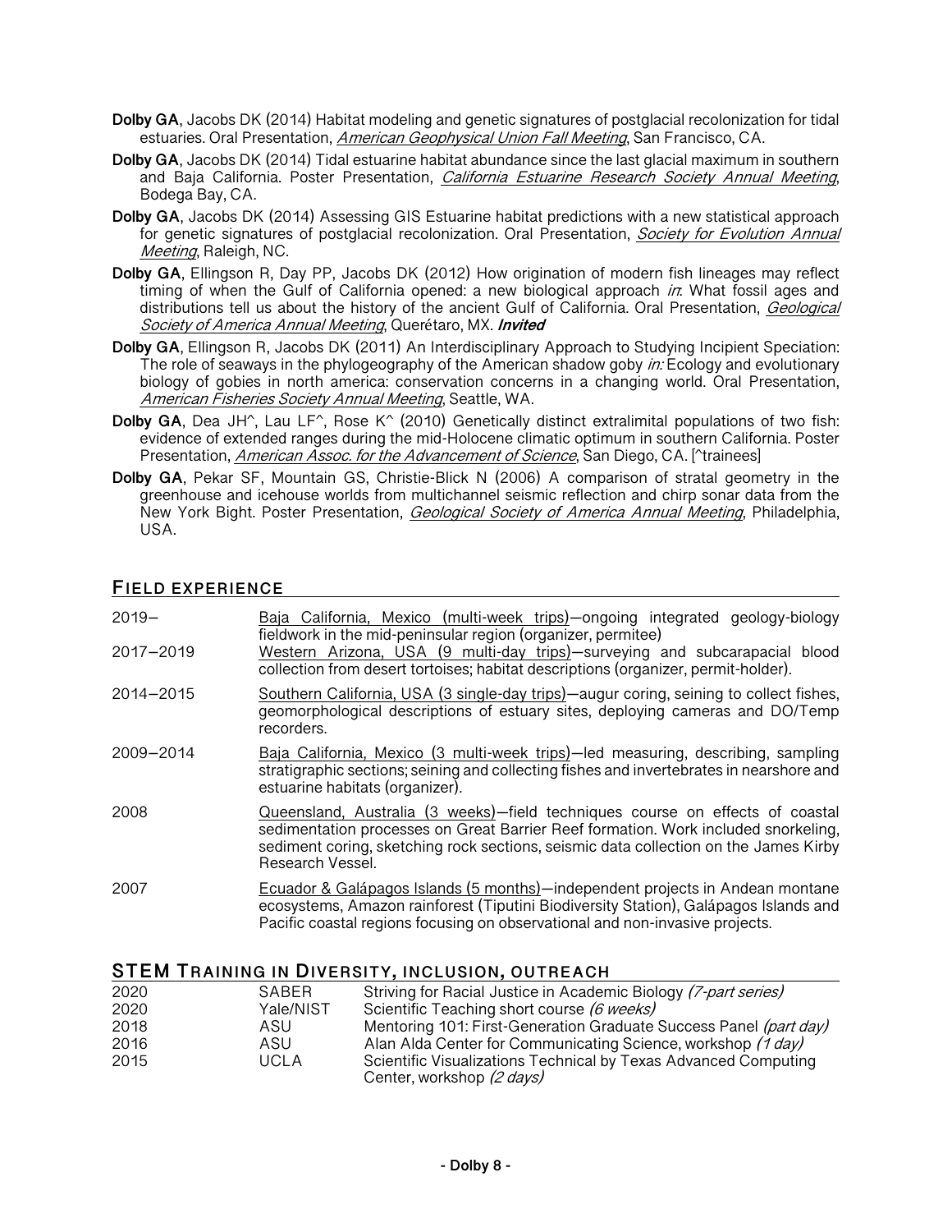**Dolby GA**, Jacobs DK (2014) Habitat modeling and genetic signatures of postglacial recolonization for tidal estuaries. Oral Presentation, *American Geophysical Union Fall Meeting*, San Francisco, CA.

**Dolby GA**, Jacobs DK (2014) Tidal estuarine habitat abundance since the last glacial maximum in southern and Baja California. Poster Presentation, *California Estuarine Research Society Annual Meeting*, Bodega Bay, CA.

**Dolby GA**, Jacobs DK (2014) Assessing GIS Estuarine habitat predictions with a new statistical approach for genetic signatures of postglacial recolonization. Oral Presentation, *Society for Evolution Annual Meeting*, Raleigh, NC.

**Dolby GA**, Ellingson R, Day PP, Jacobs DK (2012) How origination of modern fish lineages may reflect timing of when the Gulf of California opened: a new biological approach *in*: What fossil ages and distributions tell us about the history of the ancient Gulf of California. Oral Presentation, *Geological Society of America Annual Meeting*, Querétaro, MX. ***Invited***

**Dolby GA**, Ellingson R, Jacobs DK (2011) An Interdisciplinary Approach to Studying Incipient Speciation: The role of seaways in the phylogeography of the American shadow goby *in:* Ecology and evolutionary biology of gobies in north america: conservation concerns in a changing world. Oral Presentation, *American Fisheries Society Annual Meeting*, Seattle, WA.

**Dolby GA**, Dea JH^, Lau LF^, Rose K^ (2010) Genetically distinct extralimital populations of two fish: evidence of extended ranges during the mid-Holocene climatic optimum in southern California. Poster Presentation, *American Assoc. for the Advancement of Science*, San Diego, CA. [^trainees]

**Dolby GA**, Pekar SF, Mountain GS, Christie-Blick N (2006) A comparison of stratal geometry in the greenhouse and icehouse worlds from multichannel seismic reflection and chirp sonar data from the New York Bight. Poster Presentation, *Geological Society of America Annual Meeting*, Philadelphia, USA.

## FIELD EXPERIENCE

| | |
|---|---|
| 2019– | Baja California, Mexico (multi-week trips)—ongoing integrated geology-biology fieldwork in the mid-peninsular region (organizer, permitee) |
| 2017–2019 | Western Arizona, USA (9 multi-day trips)—surveying and subcarapacial blood collection from desert tortoises; habitat descriptions (organizer, permit-holder). |
| 2014–2015 | Southern California, USA (3 single-day trips)—augur coring, seining to collect fishes, geomorphological descriptions of estuary sites, deploying cameras and DO/Temp recorders. |
| 2009–2014 | Baja California, Mexico (3 multi-week trips)—led measuring, describing, sampling stratigraphic sections; seining and collecting fishes and invertebrates in nearshore and estuarine habitats (organizer). |
| 2008 | Queensland, Australia (3 weeks)—field techniques course on effects of coastal sedimentation processes on Great Barrier Reef formation. Work included snorkeling, sediment coring, sketching rock sections, seismic data collection on the James Kirby Research Vessel. |
| 2007 | Ecuador & Galápagos Islands (5 months)—independent projects in Andean montane ecosystems, Amazon rainforest (Tiputini Biodiversity Station), Galápagos Islands and Pacific coastal regions focusing on observational and non-invasive projects. |

## STEM TRAINING IN DIVERSITY, INCLUSION, OUTREACH

| | | |
|---|---|---|
| 2020 | SABER | Striving for Racial Justice in Academic Biology *(7-part series)* |
| 2020 | Yale/NIST | Scientific Teaching short course *(6 weeks)* |
| 2018 | ASU | Mentoring 101: First-Generation Graduate Success Panel *(part day)* |
| 2016 | ASU | Alan Alda Center for Communicating Science, workshop *(1 day)* |
| 2015 | UCLA | Scientific Visualizations Technical by Texas Advanced Computing Center, workshop *(2 days)* |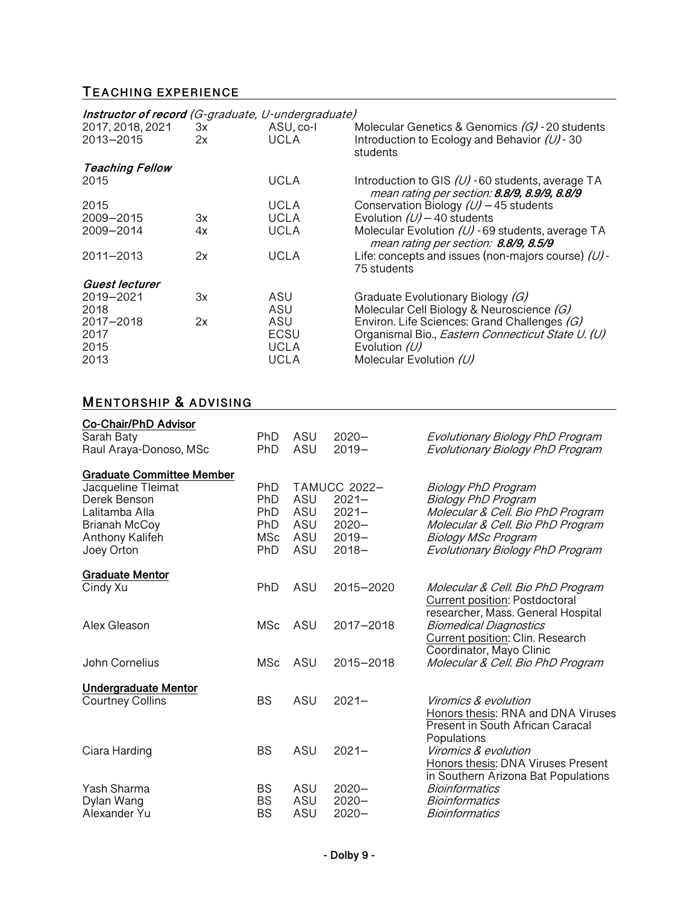## TEACHING EXPERIENCE

***Instructor of record*** *(G-graduate, U-undergraduate)*

| | | | |
|---|---|---|---|
| 2017, 2018, 2021 | 3x | ASU, co-I | Molecular Genetics & Genomics *(G)* - 20 students |
| 2013–2015 | 2x | UCLA | Introduction to Ecology and Behavior *(U)* - 30 students |

***Teaching Fellow***

| | | | |
|---|---|---|---|
| 2015 | | UCLA | Introduction to GIS *(U)* - 60 students, average TA *mean rating per section:* ***8.8/9, 8.9/9, 8.8/9*** |
| 2015 | | UCLA | Conservation Biology *(U)* – 45 students |
| 2009–2015 | 3x | UCLA | Evolution *(U)* – 40 students |
| 2009–2014 | 4x | UCLA | Molecular Evolution *(U)* - 69 students, average TA *mean rating per section:* ***8.8/9, 8.5/9*** |
| 2011–2013 | 2x | UCLA | Life: concepts and issues (non-majors course) *(U)* - 75 students |

***Guest lecturer***

| | | | |
|---|---|---|---|
| 2019–2021 | 3x | ASU | Graduate Evolutionary Biology *(G)* |
| 2018 | | ASU | Molecular Cell Biology & Neuroscience *(G)* |
| 2017–2018 | 2x | ASU | Environ. Life Sciences: Grand Challenges *(G)* |
| 2017 | | ECSU | Organismal Bio., *Eastern Connecticut State U. (U)* |
| 2015 | | UCLA | Evolution *(U)* |
| 2013 | | UCLA | Molecular Evolution *(U)* |

## MENTORSHIP & ADVISING

**Co-Chair/PhD Advisor**

| | | | | |
|---|---|---|---|---|
| Sarah Baty | PhD | ASU | 2020– | *Evolutionary Biology PhD Program* |
| Raul Araya-Donoso, MSc | PhD | ASU | 2019– | *Evolutionary Biology PhD Program* |

**Graduate Committee Member**

| | | | | |
|---|---|---|---|---|
| Jacqueline Tleimat | PhD | TAMUCC | 2022– | *Biology PhD Program* |
| Derek Benson | PhD | ASU | 2021– | *Biology PhD Program* |
| Lalitamba Alla | PhD | ASU | 2021– | *Molecular & Cell. Bio PhD Program* |
| Brianah McCoy | PhD | ASU | 2020– | *Molecular & Cell. Bio PhD Program* |
| Anthony Kalifeh | MSc | ASU | 2019– | *Biology MSc Program* |
| Joey Orton | PhD | ASU | 2018– | *Evolutionary Biology PhD Program* |

**Graduate Mentor**

| | | | | |
|---|---|---|---|---|
| Cindy Xu | PhD | ASU | 2015–2020 | *Molecular & Cell. Bio PhD Program* Current position: Postdoctoral researcher, Mass. General Hospital |
| Alex Gleason | MSc | ASU | 2017–2018 | *Biomedical Diagnostics* Current position: Clin. Research Coordinator, Mayo Clinic |
| John Cornelius | MSc | ASU | 2015–2018 | *Molecular & Cell. Bio PhD Program* |

**Undergraduate Mentor**

| | | | | |
|---|---|---|---|---|
| Courtney Collins | BS | ASU | 2021– | *Viromics & evolution* Honors thesis: RNA and DNA Viruses Present in South African Caracal Populations |
| Ciara Harding | BS | ASU | 2021– | *Viromics & evolution* Honors thesis: DNA Viruses Present in Southern Arizona Bat Populations |
| Yash Sharma | BS | ASU | 2020– | *Bioinformatics* |
| Dylan Wang | BS | ASU | 2020– | *Bioinformatics* |
| Alexander Yu | BS | ASU | 2020– | *Bioinformatics* |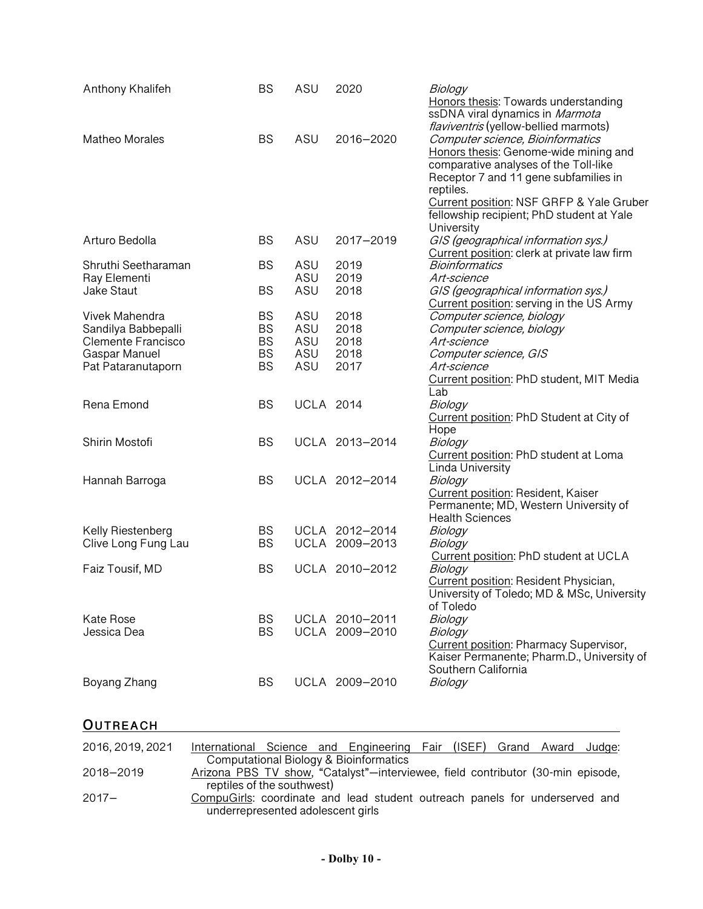| | | | | |
|---|---|---|---|---|
| Anthony Khalifeh | BS | ASU | 2020 | *Biology*<br>Honors thesis: Towards understanding ssDNA viral dynamics in *Marmota flaviventris* (yellow-bellied marmots) |
| Matheo Morales | BS | ASU | 2016–2020 | *Computer science, Bioinformatics*<br>Honors thesis: Genome-wide mining and comparative analyses of the Toll-like Receptor 7 and 11 gene subfamilies in reptiles.<br>Current position: NSF GRFP & Yale Gruber fellowship recipient; PhD student at Yale University |
| Arturo Bedolla | BS | ASU | 2017–2019 | *GIS (geographical information sys.)*<br>Current position: clerk at private law firm |
| Shruthi Seetharaman | BS | ASU | 2019 | *Bioinformatics* |
| Ray Elementi | | ASU | 2019 | *Art-science* |
| Jake Staut | BS | ASU | 2018 | *GIS (geographical information sys.)*<br>Current position: serving in the US Army |
| Vivek Mahendra | BS | ASU | 2018 | *Computer science, biology* |
| Sandilya Babbepalli | BS | ASU | 2018 | *Computer science, biology* |
| Clemente Francisco | BS | ASU | 2018 | *Art-science* |
| Gaspar Manuel | BS | ASU | 2018 | *Computer science, GIS* |
| Pat Pataranutaporn | BS | ASU | 2017 | *Art-science*<br>Current position: PhD student, MIT Media Lab |
| Rena Emond | BS | UCLA | 2014 | *Biology*<br>Current position: PhD Student at City of Hope |
| Shirin Mostofi | BS | UCLA | 2013–2014 | *Biology*<br>Current position: PhD student at Loma Linda University |
| Hannah Barroga | BS | UCLA | 2012–2014 | *Biology*<br>Current position: Resident, Kaiser Permanente; MD, Western University of Health Sciences |
| Kelly Riestenberg | BS | UCLA | 2012–2014 | *Biology* |
| Clive Long Fung Lau | BS | UCLA | 2009–2013 | *Biology*<br>Current position: PhD student at UCLA |
| Faiz Tousif, MD | BS | UCLA | 2010–2012 | *Biology*<br>Current position: Resident Physician, University of Toledo; MD & MSc, University of Toledo |
| Kate Rose | BS | UCLA | 2010–2011 | *Biology* |
| Jessica Dea | BS | UCLA | 2009–2010 | *Biology*<br>Current position: Pharmacy Supervisor, Kaiser Permanente; Pharm.D., University of Southern California |
| Boyang Zhang | BS | UCLA | 2009–2010 | *Biology* |

## OUTREACH

| | |
|---|---|
| 2016, 2019, 2021 | International Science and Engineering Fair (ISEF) Grand Award Judge: Computational Biology & Bioinformatics |
| 2018–2019 | Arizona PBS TV show, "Catalyst"—interviewee, field contributor (30-min episode, reptiles of the southwest) |
| 2017– | CompuGirls: coordinate and lead student outreach panels for underserved and underrepresented adolescent girls |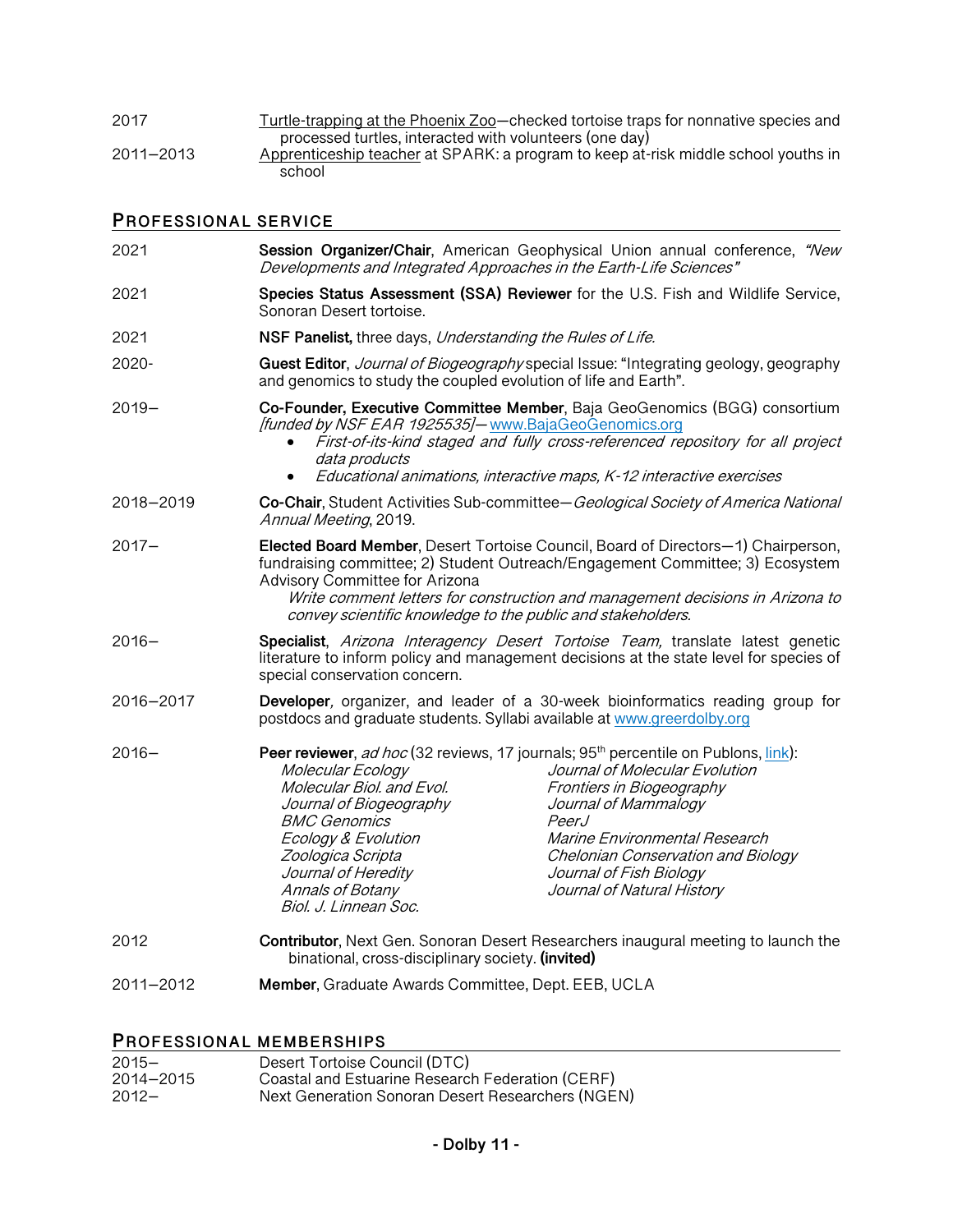2017 — Turtle-trapping at the Phoenix Zoo—checked tortoise traps for nonnative species and processed turtles, interacted with volunteers (one day)

2011–2013 — Apprenticeship teacher at SPARK: a program to keep at-risk middle school youths in school

## PROFESSIONAL SERVICE

2021 — **Session Organizer/Chair**, American Geophysical Union annual conference, *"New Developments and Integrated Approaches in the Earth-Life Sciences"*

2021 — **Species Status Assessment (SSA) Reviewer** for the U.S. Fish and Wildlife Service, Sonoran Desert tortoise.

2021 — **NSF Panelist,** three days, *Understanding the Rules of Life.*

2020- — **Guest Editor**, *Journal of Biogeography* special Issue: "Integrating geology, geography and genomics to study the coupled evolution of life and Earth".

2019– — **Co-Founder, Executive Committee Member**, Baja GeoGenomics (BGG) consortium *[funded by NSF EAR 1925535]*— www.BajaGeoGenomics.org

- *First-of-its-kind staged and fully cross-referenced repository for all project data products*
- *Educational animations, interactive maps, K-12 interactive exercises*

2018–2019 — **Co-Chair**, Student Activities Sub-committee—*Geological Society of America National Annual Meeting*, 2019.

2017– — **Elected Board Member**, Desert Tortoise Council, Board of Directors—1) Chairperson, fundraising committee; 2) Student Outreach/Engagement Committee; 3) Ecosystem Advisory Committee for Arizona

*Write comment letters for construction and management decisions in Arizona to convey scientific knowledge to the public and stakeholders.*

2016– — **Specialist**, *Arizona Interagency Desert Tortoise Team,* translate latest genetic literature to inform policy and management decisions at the state level for species of special conservation concern.

2016–2017 — **Developer**, organizer, and leader of a 30-week bioinformatics reading group for postdocs and graduate students. Syllabi available at www.greerdolby.org

2016– — **Peer reviewer**, *ad hoc* (32 reviews, 17 journals; 95th percentile on Publons, link):

*Molecular Ecology*
*Molecular Biol. and Evol.*
*Journal of Biogeography*
*BMC Genomics*
*Ecology & Evolution*
*Zoologica Scripta*
*Journal of Heredity*
*Annals of Botany*
*Biol. J. Linnean Soc.*
*Journal of Molecular Evolution*
*Frontiers in Biogeography*
*Journal of Mammalogy*
*PeerJ*
*Marine Environmental Research*
*Chelonian Conservation and Biology*
*Journal of Fish Biology*
*Journal of Natural History*

2012 — **Contributor**, Next Gen. Sonoran Desert Researchers inaugural meeting to launch the binational, cross-disciplinary society. **(invited)**

2011–2012 — **Member**, Graduate Awards Committee, Dept. EEB, UCLA

## PROFESSIONAL MEMBERSHIPS

2015– — Desert Tortoise Council (DTC)
2014–2015 — Coastal and Estuarine Research Federation (CERF)
2012– — Next Generation Sonoran Desert Researchers (NGEN)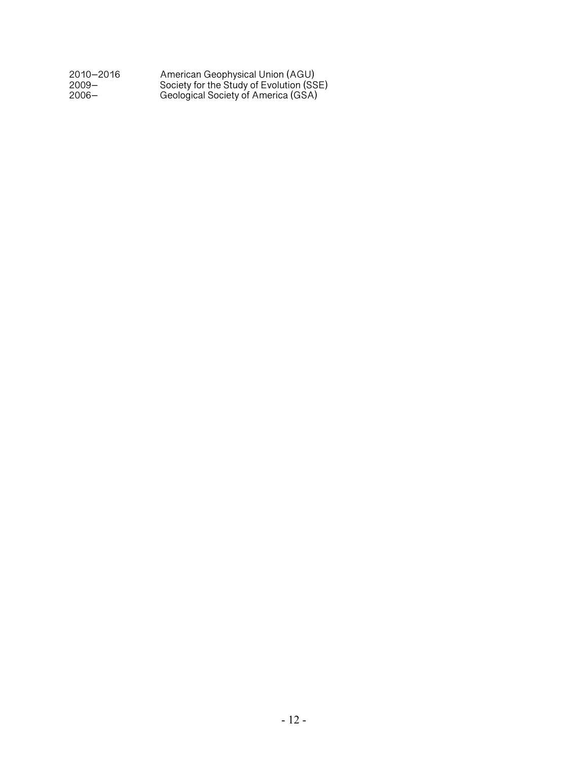| | |
|---|---|
| 2010–2016 | American Geophysical Union (AGU) |
| 2009– | Society for the Study of Evolution (SSE) |
| 2006– | Geological Society of America (GSA) |